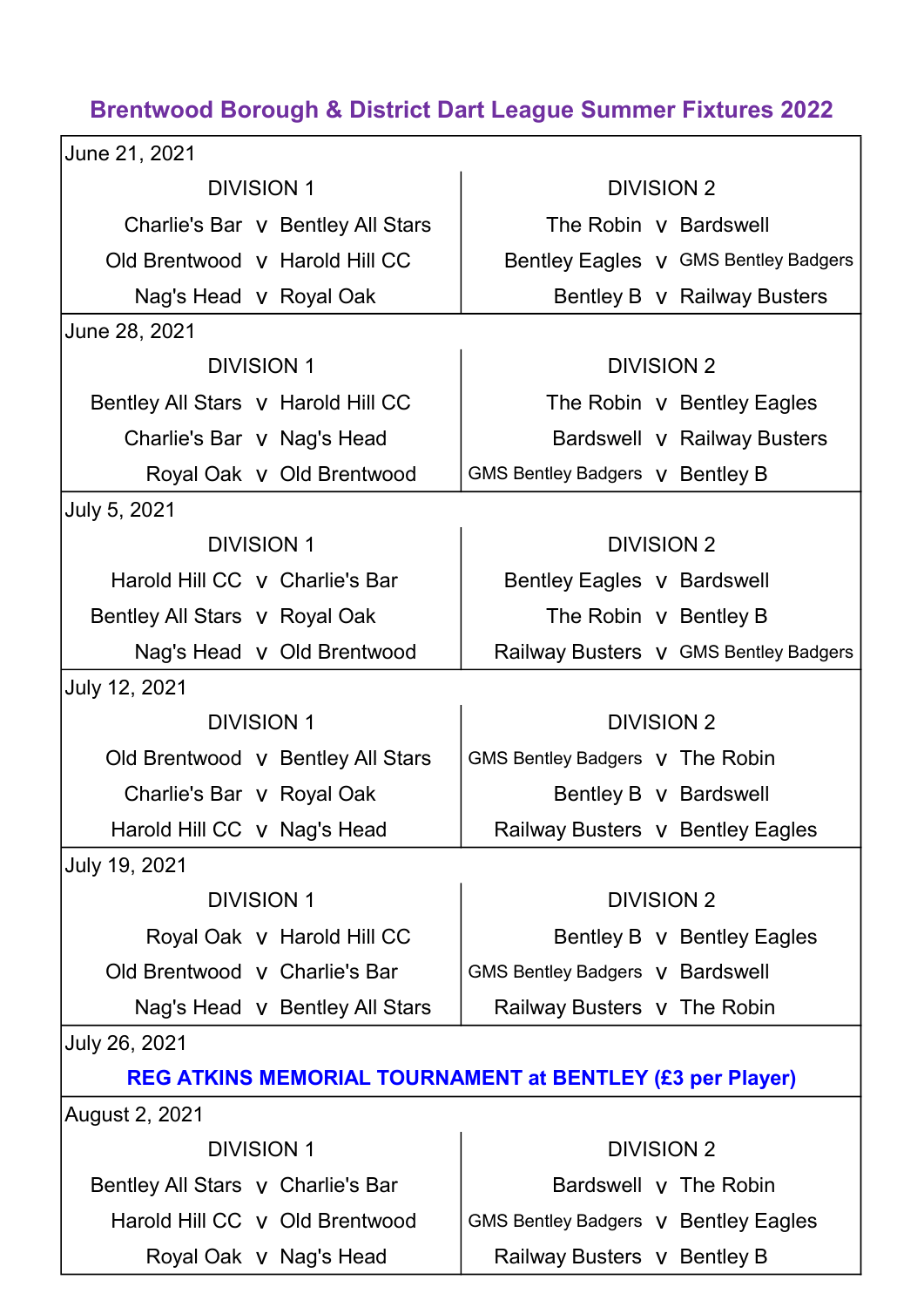# Brentwood Borough & District Dart League Summer Fixtures 2022

| Date | DIVISION 1 | | | DIVISION 2 | | |
|---|---|---|---|---|---|---|
| June 21, 2021 | Charlie's Bar | v | Bentley All Stars | The Robin | v | Bardswell |
| | Old Brentwood | v | Harold Hill CC | Bentley Eagles | v | GMS Bentley Badgers |
| | Nag's Head | v | Royal Oak | Bentley B | v | Railway Busters |
| June 28, 2021 | Bentley All Stars | v | Harold Hill CC | The Robin | v | Bentley Eagles |
| | Charlie's Bar | v | Nag's Head | Bardswell | v | Railway Busters |
| | Royal Oak | v | Old Brentwood | GMS Bentley Badgers | v | Bentley B |
| July 5, 2021 | Harold Hill CC | v | Charlie's Bar | Bentley Eagles | v | Bardswell |
| | Bentley All Stars | v | Royal Oak | The Robin | v | Bentley B |
| | Nag's Head | v | Old Brentwood | Railway Busters | v | GMS Bentley Badgers |
| July 12, 2021 | Old Brentwood | v | Bentley All Stars | GMS Bentley Badgers | v | The Robin |
| | Charlie's Bar | v | Royal Oak | Bentley B | v | Bardswell |
| | Harold Hill CC | v | Nag's Head | Railway Busters | v | Bentley Eagles |
| July 19, 2021 | Royal Oak | v | Harold Hill CC | Bentley B | v | Bentley Eagles |
| | Old Brentwood | v | Charlie's Bar | GMS Bentley Badgers | v | Bardswell |
| | Nag's Head | v | Bentley All Stars | Railway Busters | v | The Robin |
| July 26, 2021 | **REG ATKINS MEMORIAL TOURNAMENT at BENTLEY (£3 per Player)** | | | | | |
| August 2, 2021 | Bentley All Stars | v | Charlie's Bar | Bardswell | v | The Robin |
| | Harold Hill CC | v | Old Brentwood | GMS Bentley Badgers | v | Bentley Eagles |
| | Royal Oak | v | Nag's Head | Railway Busters | v | Bentley B |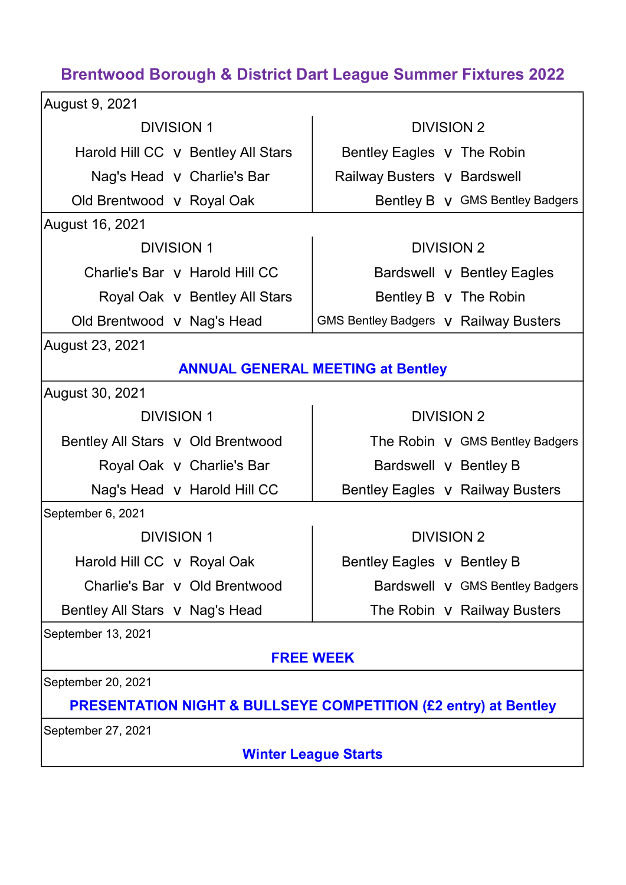# Brentwood Borough & District Dart League Summer Fixtures 2022

| | | | | | |
|---|---|---|---|---|---|
| **August 9, 2021** | | | | | |
| DIVISION 1 | | | DIVISION 2 | | |
| Harold Hill CC | v | Bentley All Stars | Bentley Eagles | v | The Robin |
| Nag's Head | v | Charlie's Bar | Railway Busters | v | Bardswell |
| Old Brentwood | v | Royal Oak | Bentley B | v | GMS Bentley Badgers |
| **August 16, 2021** | | | | | |
| DIVISION 1 | | | DIVISION 2 | | |
| Charlie's Bar | v | Harold Hill CC | Bardswell | v | Bentley Eagles |
| Royal Oak | v | Bentley All Stars | Bentley B | v | The Robin |
| Old Brentwood | v | Nag's Head | GMS Bentley Badgers | v | Railway Busters |
| **August 23, 2021** | | | | | |
| **ANNUAL GENERAL MEETING at Bentley** | | | | | |
| **August 30, 2021** | | | | | |
| DIVISION 1 | | | DIVISION 2 | | |
| Bentley All Stars | v | Old Brentwood | The Robin | v | GMS Bentley Badgers |
| Royal Oak | v | Charlie's Bar | Bardswell | v | Bentley B |
| Nag's Head | v | Harold Hill CC | Bentley Eagles | v | Railway Busters |
| **September 6, 2021** | | | | | |
| DIVISION 1 | | | DIVISION 2 | | |
| Harold Hill CC | v | Royal Oak | Bentley Eagles | v | Bentley B |
| Charlie's Bar | v | Old Brentwood | Bardswell | v | GMS Bentley Badgers |
| Bentley All Stars | v | Nag's Head | The Robin | v | Railway Busters |
| **September 13, 2021** | | | | | |
| **FREE WEEK** | | | | | |
| **September 20, 2021** | | | | | |
| **PRESENTATION NIGHT & BULLSEYE COMPETITION (£2 entry) at Bentley** | | | | | |
| **September 27, 2021** | | | | | |
| **Winter League Starts** | | | | | |